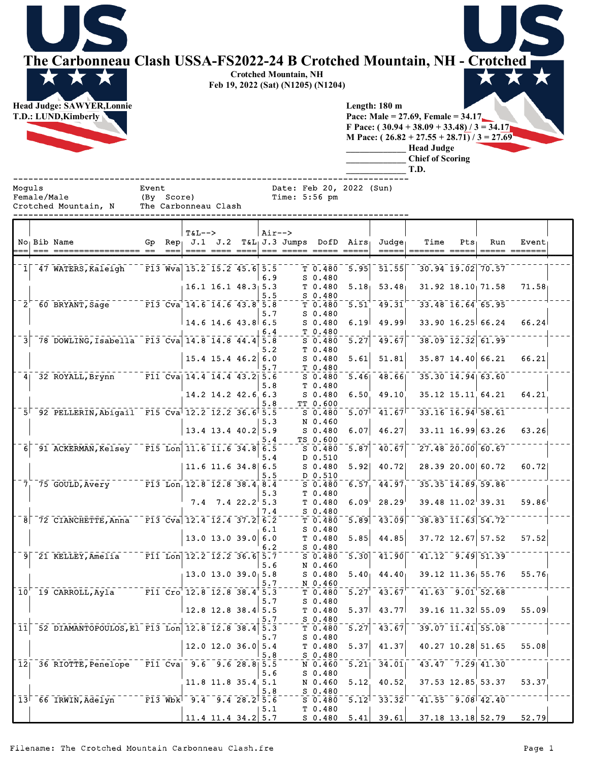# The Carbonneau Clash USSA-FS2022-24 B Crotched Mountain, NH - Crotched

**Crotched Mountain, NH**
**Feb 19, 2022 (Sat) (N1205) (N1204)**

**Head Judge: SAWYER,Lonnie**
**T.D.: LUND,Kimberly**

**Length: 180 m**
**Pace: Male = 27.69, Female = 34.17**
**F Pace: ( 30.94 + 38.09 + 33.48) / 3 = 34.17**
**M Pace: ( 26.82 + 27.55 + 28.71) / 3 = 27.69**

_____________ Head Judge
_____________ Chief of Scoring
_____________ T.D.

```
Moguls                    Event                    Date: Feb 20, 2022 (Sun)
Female/Male               (By  Score)              Time: 5:56 pm
Crotched Mountain, N      The Carbonneau Clash
```

| No | Bib | Name | Gp | Rep | T&L--> J.1 | J.2 | T&L | Air--> J.3 | Jumps | DofD | Airs | Judge | Time | Pts | Run | Event |
|---|---|---|---|---|---|---|---|---|---|---|---|---|---|---|---|---|
| 1 | 47 | WATERS,Kaleigh | F13 | Wva | 15.2 | 15.2 | 45.6 | 5.5 | T | 0.480 | 5.95 | 51.55 | 30.94 | 19.02 | 70.57 | |
| | | | | | | | | 6.9 | S | 0.480 | | | | | | |
| | | | | | 16.1 | 16.1 | 48.3 | 5.3 | T | 0.480 | 5.18 | 53.48 | 31.92 | 18.10 | 71.58 | 71.58 |
| | | | | | | | | 5.5 | S | 0.480 | | | | | | |
| 2 | 60 | BRYANT,Sage | F13 | Cva | 14.6 | 14.6 | 43.8 | 5.8 | T | 0.480 | 5.51 | 49.31 | 33.48 | 16.64 | 65.95 | |
| | | | | | | | | 5.7 | S | 0.480 | | | | | | |
| | | | | | 14.6 | 14.6 | 43.8 | 6.5 | S | 0.480 | 6.19 | 49.99 | 33.90 | 16.25 | 66.24 | 66.24 |
| | | | | | | | | 6.4 | T | 0.480 | | | | | | |
| 3 | 78 | DOWLING,Isabella | F13 | Cva | 14.8 | 14.8 | 44.4 | 5.8 | S | 0.480 | 5.27 | 49.67 | 38.09 | 12.32 | 61.99 | |
| | | | | | | | | 5.2 | T | 0.480 | | | | | | |
| | | | | | 15.4 | 15.4 | 46.2 | 6.0 | S | 0.480 | 5.61 | 51.81 | 35.87 | 14.40 | 66.21 | 66.21 |
| | | | | | | | | 5.7 | T | 0.480 | | | | | | |
| 4 | 32 | ROYALL,Brynn | F11 | Cva | 14.4 | 14.4 | 43.2 | 5.6 | S | 0.480 | 5.46 | 48.66 | 35.30 | 14.94 | 63.60 | |
| | | | | | | | | 5.8 | T | 0.480 | | | | | | |
| | | | | | 14.2 | 14.2 | 42.6 | 6.3 | S | 0.480 | 6.50 | 49.10 | 35.12 | 15.11 | 64.21 | 64.21 |
| | | | | | | | | 5.8 | TT | 0.600 | | | | | | |
| 5 | 92 | PELLERIN,Abigail | F15 | Cva | 12.2 | 12.2 | 36.6 | 5.5 | S | 0.480 | 5.07 | 41.67 | 33.16 | 16.94 | 58.61 | |
| | | | | | | | | 5.3 | N | 0.460 | | | | | | |
| | | | | | 13.4 | 13.4 | 40.2 | 5.9 | S | 0.480 | 6.07 | 46.27 | 33.11 | 16.99 | 63.26 | 63.26 |
| | | | | | | | | 5.4 | TS | 0.600 | | | | | | |
| 6 | 91 | ACKERMAN,Kelsey | F15 | Lon | 11.6 | 11.6 | 34.8 | 6.5 | S | 0.480 | 5.87 | 40.67 | 27.48 | 20.00 | 60.67 | |
| | | | | | | | | 5.4 | D | 0.510 | | | | | | |
| | | | | | 11.6 | 11.6 | 34.8 | 6.5 | S | 0.480 | 5.92 | 40.72 | 28.39 | 20.00 | 60.72 | 60.72 |
| | | | | | | | | 5.5 | D | 0.510 | | | | | | |
| 7 | 75 | GOULD,Avery | F13 | Lon | 12.8 | 12.8 | 38.4 | 8.4 | S | 0.480 | 6.57 | 44.97 | 35.35 | 14.89 | 59.86 | |
| | | | | | | | | 5.3 | T | 0.480 | | | | | | |
| | | | | | 7.4 | 7.4 | 22.2 | 5.3 | T | 0.480 | 6.09 | 28.29 | 39.48 | 11.02 | 39.31 | 59.86 |
| | | | | | | | | 7.4 | S | 0.480 | | | | | | |
| 8 | 72 | CIANCHETTE,Anna | F13 | Cva | 12.4 | 12.4 | 37.2 | 6.2 | T | 0.480 | 5.89 | 43.09 | 38.83 | 11.63 | 54.72 | |
| | | | | | | | | 6.1 | S | 0.480 | | | | | | |
| | | | | | 13.0 | 13.0 | 39.0 | 6.0 | T | 0.480 | 5.85 | 44.85 | 37.72 | 12.67 | 57.52 | 57.52 |
| | | | | | | | | 6.2 | S | 0.480 | | | | | | |
| 9 | 21 | KELLEY,Amelia | F11 | Lon | 12.2 | 12.2 | 36.6 | 5.7 | S | 0.480 | 5.30 | 41.90 | 41.12 | 9.49 | 51.39 | |
| | | | | | | | | 5.6 | N | 0.460 | | | | | | |
| | | | | | 13.0 | 13.0 | 39.0 | 5.8 | S | 0.480 | 5.40 | 44.40 | 39.12 | 11.36 | 55.76 | 55.76 |
| | | | | | | | | 5.7 | N | 0.460 | | | | | | |
| 10 | 19 | CARROLL,Ayla | F11 | Cro | 12.8 | 12.8 | 38.4 | 5.3 | T | 0.480 | 5.27 | 43.67 | 41.63 | 9.01 | 52.68 | |
| | | | | | | | | 5.7 | S | 0.480 | | | | | | |
| | | | | | 12.8 | 12.8 | 38.4 | 5.5 | T | 0.480 | 5.37 | 43.77 | 39.16 | 11.32 | 55.09 | 55.09 |
| | | | | | | | | 5.7 | S | 0.480 | | | | | | |
| 11 | 52 | DIAMANTOPOULOS,El | F13 | Lon | 12.8 | 12.8 | 38.4 | 5.3 | T | 0.480 | 5.27 | 43.67 | 39.07 | 11.41 | 55.08 | |
| | | | | | | | | 5.7 | S | 0.480 | | | | | | |
| | | | | | 12.0 | 12.0 | 36.0 | 5.4 | T | 0.480 | 5.37 | 41.37 | 40.27 | 10.28 | 51.65 | 55.08 |
| | | | | | | | | 5.8 | S | 0.480 | | | | | | |
| 12 | 36 | RIOTTE,Penelope | F11 | Cva | 9.6 | 9.6 | 28.8 | 5.5 | N | 0.460 | 5.21 | 34.01 | 43.47 | 7.29 | 41.30 | |
| | | | | | | | | 5.6 | S | 0.480 | | | | | | |
| | | | | | 11.8 | 11.8 | 35.4 | 5.1 | N | 0.460 | 5.12 | 40.52 | 37.53 | 12.85 | 53.37 | 53.37 |
| | | | | | | | | 5.8 | S | 0.480 | | | | | | |
| 13 | 66 | IRWIN,Adelyn | F13 | Wbk | 9.4 | 9.4 | 28.2 | 5.6 | S | 0.480 | 5.12 | 33.32 | 41.55 | 9.08 | 42.40 | |
| | | | | | | | | 5.1 | T | 0.480 | | | | | | |
| | | | | | 11.4 | 11.4 | 34.2 | 5.7 | S | 0.480 | 5.41 | 39.61 | 37.18 | 13.18 | 52.79 | 52.79 |

Filename: The Crotched Mountain Carbonneau Clash.fre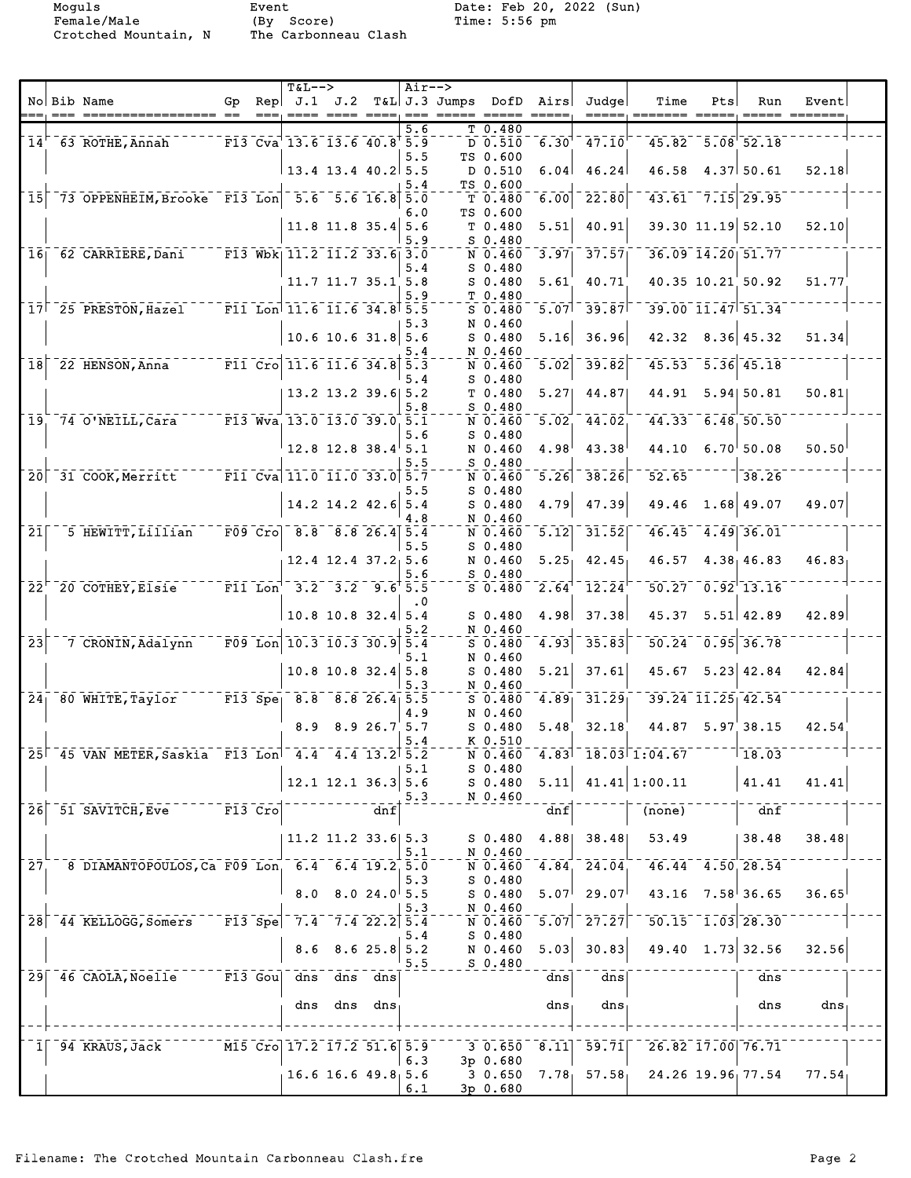Moguls                Event                  Date: Feb 20, 2022 (Sun)
Female/Male           (By Score)             Time: 5:56 pm
Crotched Mountain, N  The Carbonneau Clash

| No | Bib | Name | Gp | Rep | T&L--> J.1 | J.2 | T&L | Air--> J.3 | Jumps | DofD | Airs | Judge | Time | Pts | Run | Event |
|---|---|---|---|---|---|---|---|---|---|---|---|---|---|---|---|---|
| | | | | | | | | 5.6 | T | 0.480 | | | | | | |
| 14 | 63 | ROTHE, Annah | F13 | Cva | 13.6 | 13.6 | 40.8 | 5.9 | D | 0.510 | 6.30 | 47.10 | 45.82 | 5.08 | 52.18 | |
| | | | | | | | | 5.5 | TS | 0.600 | | | | | | |
| | | | | | 13.4 | 13.4 | 40.2 | 5.5 | D | 0.510 | 6.04 | 46.24 | 46.58 | 4.37 | 50.61 | 52.18 |
| | | | | | | | | 5.4 | TS | 0.600 | | | | | | |
| 15 | 73 | OPPENHEIM, Brooke | F13 | Lon | 5.6 | 5.6 | 16.8 | 5.0 | T | 0.480 | 6.00 | 22.80 | 43.61 | 7.15 | 29.95 | |
| | | | | | | | | 6.0 | TS | 0.600 | | | | | | |
| | | | | | 11.8 | 11.8 | 35.4 | 5.6 | T | 0.480 | 5.51 | 40.91 | 39.30 | 11.19 | 52.10 | 52.10 |
| | | | | | | | | 5.9 | S | 0.480 | | | | | | |
| 16 | 62 | CARRIERE, Dani | F13 | Wbk | 11.2 | 11.2 | 33.6 | 3.0 | N | 0.460 | 3.97 | 37.57 | 36.09 | 14.20 | 51.77 | |
| | | | | | | | | 5.4 | S | 0.480 | | | | | | |
| | | | | | 11.7 | 11.7 | 35.1 | 5.8 | S | 0.480 | 5.61 | 40.71 | 40.35 | 10.21 | 50.92 | 51.77 |
| | | | | | | | | 5.9 | T | 0.480 | | | | | | |
| 17 | 25 | PRESTON, Hazel | F11 | Lon | 11.6 | 11.6 | 34.8 | 5.5 | S | 0.480 | 5.07 | 39.87 | 39.00 | 11.47 | 51.34 | |
| | | | | | | | | 5.3 | N | 0.460 | | | | | | |
| | | | | | 10.6 | 10.6 | 31.8 | 5.6 | S | 0.480 | 5.16 | 36.96 | 42.32 | 8.36 | 45.32 | 51.34 |
| | | | | | | | | 5.4 | N | 0.460 | | | | | | |
| 18 | 22 | HENSON, Anna | F11 | Cro | 11.6 | 11.6 | 34.8 | 5.3 | N | 0.460 | 5.02 | 39.82 | 45.53 | 5.36 | 45.18 | |
| | | | | | | | | 5.4 | S | 0.480 | | | | | | |
| | | | | | 13.2 | 13.2 | 39.6 | 5.2 | T | 0.480 | 5.27 | 44.87 | 44.91 | 5.94 | 50.81 | 50.81 |
| | | | | | | | | 5.8 | S | 0.480 | | | | | | |
| 19 | 74 | O'NEILL, Cara | F13 | Wva | 13.0 | 13.0 | 39.0 | 5.1 | N | 0.460 | 5.02 | 44.02 | 44.33 | 6.48 | 50.50 | |
| | | | | | | | | 5.6 | S | 0.480 | | | | | | |
| | | | | | 12.8 | 12.8 | 38.4 | 5.1 | N | 0.460 | 4.98 | 43.38 | 44.10 | 6.70 | 50.08 | 50.50 |
| | | | | | | | | 5.5 | S | 0.480 | | | | | | |
| 20 | 31 | COOK, Merritt | F11 | Cva | 11.0 | 11.0 | 33.0 | 5.7 | N | 0.460 | 5.26 | 38.26 | 52.65 | | 38.26 | |
| | | | | | | | | 5.5 | S | 0.480 | | | | | | |
| | | | | | 14.2 | 14.2 | 42.6 | 5.4 | S | 0.480 | 4.79 | 47.39 | 49.46 | 1.68 | 49.07 | 49.07 |
| | | | | | | | | 4.8 | N | 0.460 | | | | | | |
| 21 | 5 | HEWITT, Lillian | F09 | Cro | 8.8 | 8.8 | 26.4 | 5.4 | N | 0.460 | 5.12 | 31.52 | 46.45 | 4.49 | 36.01 | |
| | | | | | | | | 5.5 | S | 0.480 | | | | | | |
| | | | | | 12.4 | 12.4 | 37.2 | 5.6 | N | 0.460 | 5.25 | 42.45 | 46.57 | 4.38 | 46.83 | 46.83 |
| | | | | | | | | 5.6 | S | 0.480 | | | | | | |
| 22 | 20 | COTHEY, Elsie | F11 | Lon | 3.2 | 3.2 | 9.6 | 5.5 | S | 0.480 | 2.64 | 12.24 | 50.27 | 0.92 | 13.16 | |
| | | | | | | | | .0 | | | | | | | | |
| | | | | | 10.8 | 10.8 | 32.4 | 5.4 | S | 0.480 | 4.98 | 37.38 | 45.37 | 5.51 | 42.89 | 42.89 |
| | | | | | | | | 5.2 | N | 0.460 | | | | | | |
| 23 | 7 | CRONIN, Adalynn | F09 | Lon | 10.3 | 10.3 | 30.9 | 5.4 | S | 0.480 | 4.93 | 35.83 | 50.24 | 0.95 | 36.78 | |
| | | | | | | | | 5.1 | N | 0.460 | | | | | | |
| | | | | | 10.8 | 10.8 | 32.4 | 5.8 | S | 0.480 | 5.21 | 37.61 | 45.67 | 5.23 | 42.84 | 42.84 |
| | | | | | | | | 5.3 | N | 0.460 | | | | | | |
| 24 | 80 | WHITE, Taylor | F13 | Spe | 8.8 | 8.8 | 26.4 | 5.5 | S | 0.480 | 4.89 | 31.29 | 39.24 | 11.25 | 42.54 | |
| | | | | | | | | 4.9 | N | 0.460 | | | | | | |
| | | | | | 8.9 | 8.9 | 26.7 | 5.7 | S | 0.480 | 5.48 | 32.18 | 44.87 | 5.97 | 38.15 | 42.54 |
| | | | | | | | | 5.4 | K | 0.510 | | | | | | |
| 25 | 45 | VAN METER, Saskia | F13 | Lon | 4.4 | 4.4 | 13.2 | 5.2 | N | 0.460 | 4.83 | 18.03 | 1:04.67 | | 18.03 | |
| | | | | | | | | 5.1 | S | 0.480 | | | | | | |
| | | | | | 12.1 | 12.1 | 36.3 | 5.6 | S | 0.480 | 5.11 | 41.41 | 1:00.11 | | 41.41 | 41.41 |
| | | | | | | | | 5.3 | N | 0.460 | | | | | | |
| 26 | 51 | SAVITCH, Eve | F13 | Cro | | | dnf | | | | dnf | | (none) | | dnf | |
| | | | | | 11.2 | 11.2 | 33.6 | 5.3 | S | 0.480 | 4.88 | 38.48 | 53.49 | | 38.48 | 38.48 |
| | | | | | | | | 5.1 | N | 0.460 | | | | | | |
| 27 | 8 | DIAMANTOPOULOS, Ca | F09 | Lon | 6.4 | 6.4 | 19.2 | 5.0 | N | 0.460 | 4.84 | 24.04 | 46.44 | 4.50 | 28.54 | |
| | | | | | | | | 5.3 | S | 0.480 | | | | | | |
| | | | | | 8.0 | 8.0 | 24.0 | 5.5 | S | 0.480 | 5.07 | 29.07 | 43.16 | 7.58 | 36.65 | 36.65 |
| | | | | | | | | 5.3 | N | 0.460 | | | | | | |
| 28 | 44 | KELLOGG, Somers | F13 | Spe | 7.4 | 7.4 | 22.2 | 5.4 | N | 0.460 | 5.07 | 27.27 | 50.15 | 1.03 | 28.30 | |
| | | | | | | | | 5.4 | S | 0.480 | | | | | | |
| | | | | | 8.6 | 8.6 | 25.8 | 5.2 | N | 0.460 | 5.03 | 30.83 | 49.40 | 1.73 | 32.56 | 32.56 |
| | | | | | | | | 5.5 | S | 0.480 | | | | | | |
| 29 | 46 | CAOLA, Noelle | F13 | Gou | dns | dns | dns | | | | dns | dns | | | dns | |
| | | | | | dns | dns | dns | | | | dns | dns | | | dns | dns |
| 1 | 94 | KRAUS, Jack | M15 | Cro | 17.2 | 17.2 | 51.6 | 5.9 | 3 | 0.650 | 8.11 | 59.71 | 26.82 | 17.00 | 76.71 | |
| | | | | | | | | 6.3 | 3p | 0.680 | | | | | | |
| | | | | | 16.6 | 16.6 | 49.8 | 5.6 | 3 | 0.650 | 7.78 | 57.58 | 24.26 | 19.96 | 77.54 | 77.54 |
| | | | | | | | | 6.1 | 3p | 0.680 | | | | | | |

Filename: The Crotched Mountain Carbonneau Clash.fre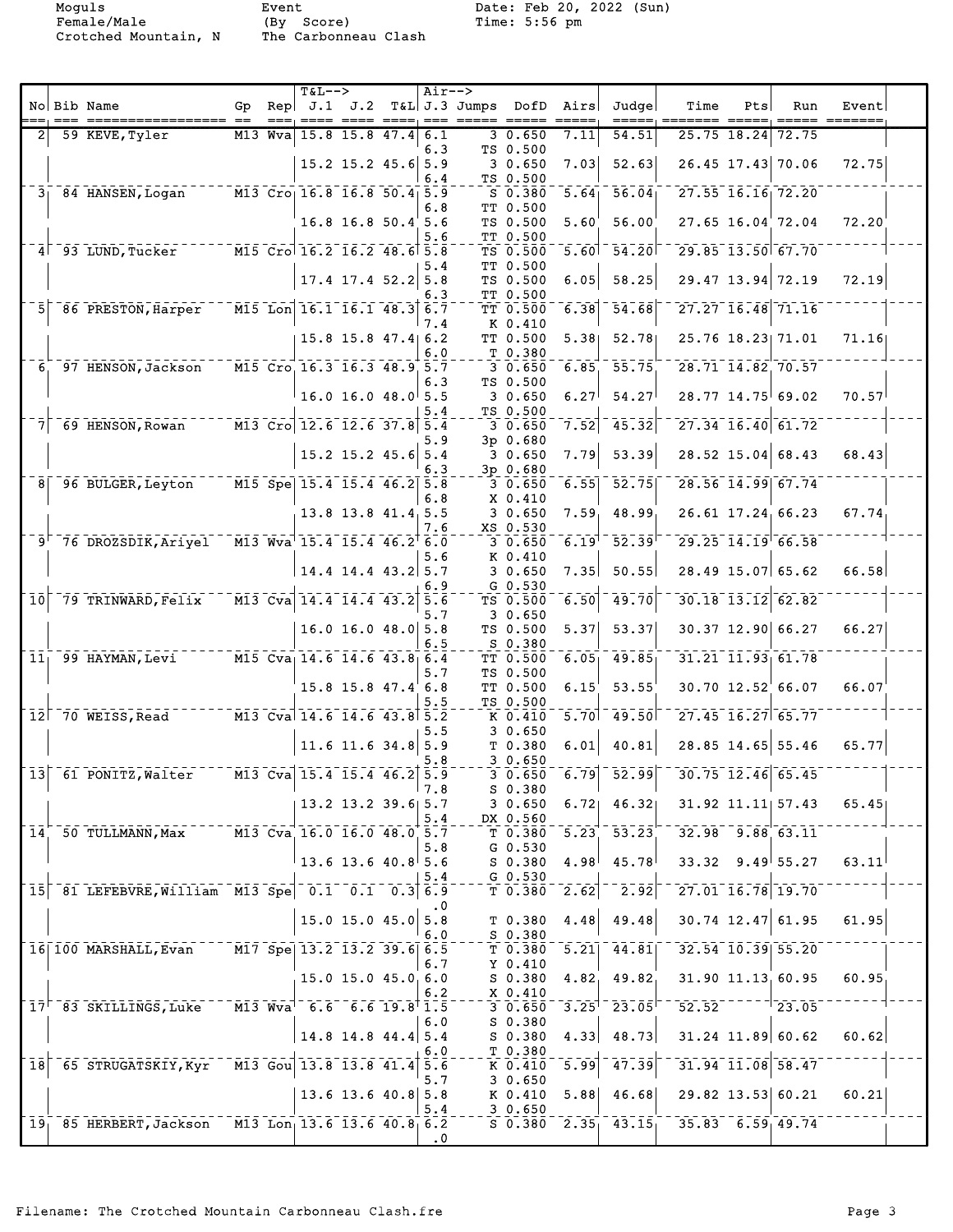Moguls
Female/Male
Crotched Mountain, N

Event
(By Score)
The Carbonneau Clash

Date: Feb 20, 2022 (Sun)
Time: 5:56 pm

| No | Bib | Name | Gp | Rep | T&L--> J.1 | J.2 | T&L | Air--> J.3 | Jumps | DofD | Airs | Judge | Time | Pts | Run | Event |
|---|---|---|---|---|---|---|---|---|---|---|---|---|---|---|---|---|
| 2 | 59 | KEVE,Tyler | M13 | Wva | 15.8 | 15.8 | 47.4 | 6.1 | 3 | 0.650 | 7.11 | 54.51 | 25.75 | 18.24 | 72.75 | |
| | | | | | | | | 6.3 | TS | 0.500 | | | | | | |
| | | | | | 15.2 | 15.2 | 45.6 | 5.9 | 3 | 0.650 | 7.03 | 52.63 | 26.45 | 17.43 | 70.06 | 72.75 |
| | | | | | | | | 6.4 | TS | 0.500 | | | | | | |
| 3 | 84 | HANSEN,Logan | M13 | Cro | 16.8 | 16.8 | 50.4 | 5.9 | S | 0.380 | 5.64 | 56.04 | 27.55 | 16.16 | 72.20 | |
| | | | | | | | | 6.8 | TT | 0.500 | | | | | | |
| | | | | | 16.8 | 16.8 | 50.4 | 5.6 | TS | 0.500 | 5.60 | 56.00 | 27.65 | 16.04 | 72.04 | 72.20 |
| | | | | | | | | 5.6 | TT | 0.500 | | | | | | |
| 4 | 93 | LUND,Tucker | M15 | Cro | 16.2 | 16.2 | 48.6 | 5.8 | TS | 0.500 | 5.60 | 54.20 | 29.85 | 13.50 | 67.70 | |
| | | | | | | | | 5.4 | TT | 0.500 | | | | | | |
| | | | | | 17.4 | 17.4 | 52.2 | 5.8 | TS | 0.500 | 6.05 | 58.25 | 29.47 | 13.94 | 72.19 | 72.19 |
| | | | | | | | | 6.3 | TT | 0.500 | | | | | | |
| 5 | 86 | PRESTON,Harper | M15 | Lon | 16.1 | 16.1 | 48.3 | 6.7 | TT | 0.500 | 6.38 | 54.68 | 27.27 | 16.48 | 71.16 | |
| | | | | | | | | 7.4 | K | 0.410 | | | | | | |
| | | | | | 15.8 | 15.8 | 47.4 | 6.2 | TT | 0.500 | 5.38 | 52.78 | 25.76 | 18.23 | 71.01 | 71.16 |
| | | | | | | | | 6.0 | T | 0.380 | | | | | | |
| 6 | 97 | HENSON,Jackson | M15 | Cro | 16.3 | 16.3 | 48.9 | 5.7 | 3 | 0.650 | 6.85 | 55.75 | 28.71 | 14.82 | 70.57 | |
| | | | | | | | | 6.3 | TS | 0.500 | | | | | | |
| | | | | | 16.0 | 16.0 | 48.0 | 5.5 | 3 | 0.650 | 6.27 | 54.27 | 28.77 | 14.75 | 69.02 | 70.57 |
| | | | | | | | | 5.4 | TS | 0.500 | | | | | | |
| 7 | 69 | HENSON,Rowan | M13 | Cro | 12.6 | 12.6 | 37.8 | 5.4 | 3 | 0.650 | 7.52 | 45.32 | 27.34 | 16.40 | 61.72 | |
| | | | | | | | | 5.9 | 3p | 0.680 | | | | | | |
| | | | | | 15.2 | 15.2 | 45.6 | 5.4 | 3 | 0.650 | 7.79 | 53.39 | 28.52 | 15.04 | 68.43 | 68.43 |
| | | | | | | | | 6.3 | 3p | 0.680 | | | | | | |
| 8 | 96 | BULGER,Leyton | M15 | Spe | 15.4 | 15.4 | 46.2 | 5.8 | 3 | 0.650 | 6.55 | 52.75 | 28.56 | 14.99 | 67.74 | |
| | | | | | | | | 6.8 | X | 0.410 | | | | | | |
| | | | | | 13.8 | 13.8 | 41.4 | 5.5 | 3 | 0.650 | 7.59 | 48.99 | 26.61 | 17.24 | 66.23 | 67.74 |
| | | | | | | | | 7.6 | XS | 0.530 | | | | | | |
| 9 | 76 | DROZSDIK,Ariyel | M13 | Wva | 15.4 | 15.4 | 46.2 | 6.0 | 3 | 0.650 | 6.19 | 52.39 | 29.25 | 14.19 | 66.58 | |
| | | | | | | | | 5.6 | K | 0.410 | | | | | | |
| | | | | | 14.4 | 14.4 | 43.2 | 5.7 | 3 | 0.650 | 7.35 | 50.55 | 28.49 | 15.07 | 65.62 | 66.58 |
| | | | | | | | | 6.9 | G | 0.530 | | | | | | |
| 10 | 79 | TRINWARD,Felix | M13 | Cva | 14.4 | 14.4 | 43.2 | 5.6 | TS | 0.500 | 6.50 | 49.70 | 30.18 | 13.12 | 62.82 | |
| | | | | | | | | 5.7 | 3 | 0.650 | | | | | | |
| | | | | | 16.0 | 16.0 | 48.0 | 5.8 | TS | 0.500 | 5.37 | 53.37 | 30.37 | 12.90 | 66.27 | 66.27 |
| | | | | | | | | 6.5 | S | 0.380 | | | | | | |
| 11 | 99 | HAYMAN,Levi | M15 | Cva | 14.6 | 14.6 | 43.8 | 6.4 | TT | 0.500 | 6.05 | 49.85 | 31.21 | 11.93 | 61.78 | |
| | | | | | | | | 5.7 | TS | 0.500 | | | | | | |
| | | | | | 15.8 | 15.8 | 47.4 | 6.8 | TT | 0.500 | 6.15 | 53.55 | 30.70 | 12.52 | 66.07 | 66.07 |
| | | | | | | | | 5.5 | TS | 0.500 | | | | | | |
| 12 | 70 | WEISS,Read | M13 | Cva | 14.6 | 14.6 | 43.8 | 5.2 | K | 0.410 | 5.70 | 49.50 | 27.45 | 16.27 | 65.77 | |
| | | | | | | | | 5.5 | 3 | 0.650 | | | | | | |
| | | | | | 11.6 | 11.6 | 34.8 | 5.9 | T | 0.380 | 6.01 | 40.81 | 28.85 | 14.65 | 55.46 | 65.77 |
| | | | | | | | | 5.8 | 3 | 0.650 | | | | | | |
| 13 | 61 | PONITZ,Walter | M13 | Cva | 15.4 | 15.4 | 46.2 | 5.9 | 3 | 0.650 | 6.79 | 52.99 | 30.75 | 12.46 | 65.45 | |
| | | | | | | | | 7.8 | S | 0.380 | | | | | | |
| | | | | | 13.2 | 13.2 | 39.6 | 5.7 | 3 | 0.650 | 6.72 | 46.32 | 31.92 | 11.11 | 57.43 | 65.45 |
| | | | | | | | | 5.4 | DX | 0.560 | | | | | | |
| 14 | 50 | TULLMANN,Max | M13 | Cva | 16.0 | 16.0 | 48.0 | 5.7 | T | 0.380 | 5.23 | 53.23 | 32.98 | 9.88 | 63.11 | |
| | | | | | | | | 5.8 | G | 0.530 | | | | | | |
| | | | | | 13.6 | 13.6 | 40.8 | 5.6 | S | 0.380 | 4.98 | 45.78 | 33.32 | 9.49 | 55.27 | 63.11 |
| | | | | | | | | 5.4 | G | 0.530 | | | | | | |
| 15 | 81 | LEFEBVRE,William | M13 | Spe | 0.1 | 0.1 | 0.3 | 6.9 | T | 0.380 | 2.62 | 2.92 | 27.01 | 16.78 | 19.70 | |
| | | | | | | | | .0 | | | | | | | | |
| | | | | | 15.0 | 15.0 | 45.0 | 5.8 | T | 0.380 | 4.48 | 49.48 | 30.74 | 12.47 | 61.95 | 61.95 |
| | | | | | | | | 6.0 | S | 0.380 | | | | | | |
| 16 | 100 | MARSHALL,Evan | M17 | Spe | 13.2 | 13.2 | 39.6 | 6.5 | T | 0.380 | 5.21 | 44.81 | 32.54 | 10.39 | 55.20 | |
| | | | | | | | | 6.7 | Y | 0.410 | | | | | | |
| | | | | | 15.0 | 15.0 | 45.0 | 6.0 | S | 0.380 | 4.82 | 49.82 | 31.90 | 11.13 | 60.95 | 60.95 |
| | | | | | | | | 6.2 | X | 0.410 | | | | | | |
| 17 | 83 | SKILLINGS,Luke | M13 | Wva | 6.6 | 6.6 | 19.8 | 1.5 | 3 | 0.650 | 3.25 | 23.05 | 52.52 | | 23.05 | |
| | | | | | | | | 6.0 | S | 0.380 | | | | | | |
| | | | | | 14.8 | 14.8 | 44.4 | 5.4 | S | 0.380 | 4.33 | 48.73 | 31.24 | 11.89 | 60.62 | 60.62 |
| | | | | | | | | 6.0 | T | 0.380 | | | | | | |
| 18 | 65 | STRUGATSKIY,Kyr | M13 | Gou | 13.8 | 13.8 | 41.4 | 5.6 | K | 0.410 | 5.99 | 47.39 | 31.94 | 11.08 | 58.47 | |
| | | | | | | | | 5.7 | 3 | 0.650 | | | | | | |
| | | | | | 13.6 | 13.6 | 40.8 | 5.8 | K | 0.410 | 5.88 | 46.68 | 29.82 | 13.53 | 60.21 | 60.21 |
| | | | | | | | | 5.4 | 3 | 0.650 | | | | | | |
| 19 | 85 | HERBERT,Jackson | M13 | Lon | 13.6 | 13.6 | 40.8 | 6.2 | S | 0.380 | 2.35 | 43.15 | 35.83 | 6.59 | 49.74 | |
| | | | | | | | | .0 | | | | | | | | |

Filename: The Crotched Mountain Carbonneau Clash.fre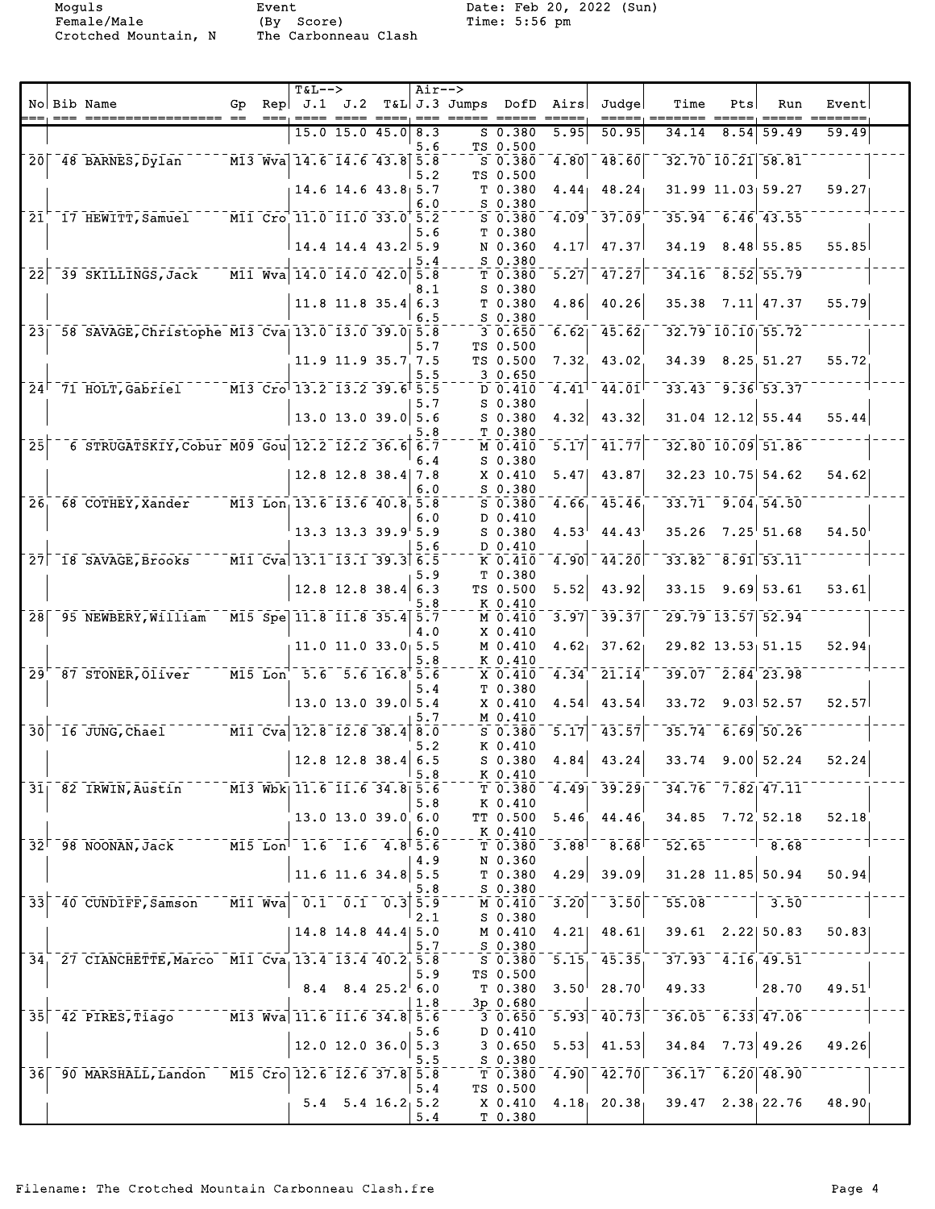Moguls
Female/Male
Crotched Mountain, N

Event
(By Score)
The Carbonneau Clash

Date: Feb 20, 2022 (Sun)
Time: 5:56 pm

| No | Bib | Name | Gp | Rep | J.1 | J.2 | T&L | J.3 | Jumps | DofD | Airs | Judge | Time | Pts | Run | Event |
|---|---|---|---|---|---|---|---|---|---|---|---|---|---|---|---|---|
| | | | | | 15.0 | 15.0 | 45.0 | 8.3 | S | 0.380 | 5.95 | 50.95 | 34.14 | 8.54 | 59.49 | 59.49 |
| | | | | | | | | 5.6 | TS | 0.500 | | | | | | |
| 20 | 48 | BARNES, Dylan | M13 | Wva | 14.6 | 14.6 | 43.8 | 5.8 | S | 0.380 | 4.80 | 48.60 | 32.70 | 10.21 | 58.81 | |
| | | | | | | | | 5.2 | TS | 0.500 | | | | | | |
| | | | | | 14.6 | 14.6 | 43.8 | 5.7 | T | 0.380 | 4.44 | 48.24 | 31.99 | 11.03 | 59.27 | 59.27 |
| | | | | | | | | 6.0 | S | 0.380 | | | | | | |
| 21 | 17 | HEWITT, Samuel | M11 | Cro | 11.0 | 11.0 | 33.0 | 5.2 | S | 0.380 | 4.09 | 37.09 | 35.94 | 6.46 | 43.55 | |
| | | | | | | | | 5.6 | T | 0.380 | | | | | | |
| | | | | | 14.4 | 14.4 | 43.2 | 5.9 | N | 0.360 | 4.17 | 47.37 | 34.19 | 8.48 | 55.85 | 55.85 |
| | | | | | | | | 5.4 | S | 0.380 | | | | | | |
| 22 | 39 | SKILLINGS, Jack | M11 | Wva | 14.0 | 14.0 | 42.0 | 5.8 | T | 0.380 | 5.27 | 47.27 | 34.16 | 8.52 | 55.79 | |
| | | | | | | | | 8.1 | S | 0.380 | | | | | | |
| | | | | | 11.8 | 11.8 | 35.4 | 6.3 | T | 0.380 | 4.86 | 40.26 | 35.38 | 7.11 | 47.37 | 55.79 |
| | | | | | | | | 6.5 | S | 0.380 | | | | | | |
| 23 | 58 | SAVAGE, Christophe | M13 | Cva | 13.0 | 13.0 | 39.0 | 5.8 | 3 | 0.650 | 6.62 | 45.62 | 32.79 | 10.10 | 55.72 | |
| | | | | | | | | 5.7 | TS | 0.500 | | | | | | |
| | | | | | 11.9 | 11.9 | 35.7 | 7.5 | TS | 0.500 | 7.32 | 43.02 | 34.39 | 8.25 | 51.27 | 55.72 |
| | | | | | | | | 5.5 | 3 | 0.650 | | | | | | |
| 24 | 71 | HOLT, Gabriel | M13 | Cro | 13.2 | 13.2 | 39.6 | 5.5 | D | 0.410 | 4.41 | 44.01 | 33.43 | 9.36 | 53.37 | |
| | | | | | | | | 5.7 | S | 0.380 | | | | | | |
| | | | | | 13.0 | 13.0 | 39.0 | 5.6 | S | 0.380 | 4.32 | 43.32 | 31.04 | 12.12 | 55.44 | 55.44 |
| | | | | | | | | 5.8 | T | 0.380 | | | | | | |
| 25 | 6 | STRUGATSKIY, Cobur | M09 | Gou | 12.2 | 12.2 | 36.6 | 6.7 | M | 0.410 | 5.17 | 41.77 | 32.80 | 10.09 | 51.86 | |
| | | | | | | | | 6.4 | S | 0.380 | | | | | | |
| | | | | | 12.8 | 12.8 | 38.4 | 7.8 | X | 0.410 | 5.47 | 43.87 | 32.23 | 10.75 | 54.62 | 54.62 |
| | | | | | | | | 6.0 | S | 0.380 | | | | | | |
| 26 | 68 | COTHEY, Xander | M13 | Lon | 13.6 | 13.6 | 40.8 | 5.8 | S | 0.380 | 4.66 | 45.46 | 33.71 | 9.04 | 54.50 | |
| | | | | | | | | 6.0 | D | 0.410 | | | | | | |
| | | | | | 13.3 | 13.3 | 39.9 | 5.9 | S | 0.380 | 4.53 | 44.43 | 35.26 | 7.25 | 51.68 | 54.50 |
| | | | | | | | | 5.6 | D | 0.410 | | | | | | |
| 27 | 18 | SAVAGE, Brooks | M11 | Cva | 13.1 | 13.1 | 39.3 | 6.5 | K | 0.410 | 4.90 | 44.20 | 33.82 | 8.91 | 53.11 | |
| | | | | | | | | 5.9 | T | 0.380 | | | | | | |
| | | | | | 12.8 | 12.8 | 38.4 | 6.3 | TS | 0.500 | 5.52 | 43.92 | 33.15 | 9.69 | 53.61 | 53.61 |
| | | | | | | | | 5.8 | K | 0.410 | | | | | | |
| 28 | 95 | NEWBERY, William | M15 | Spe | 11.8 | 11.8 | 35.4 | 5.7 | M | 0.410 | 3.97 | 39.37 | 29.79 | 13.57 | 52.94 | |
| | | | | | | | | 4.0 | X | 0.410 | | | | | | |
| | | | | | 11.0 | 11.0 | 33.0 | 5.5 | M | 0.410 | 4.62 | 37.62 | 29.82 | 13.53 | 51.15 | 52.94 |
| | | | | | | | | 5.8 | K | 0.410 | | | | | | |
| 29 | 87 | STONER, Oliver | M15 | Lon | 5.6 | 5.6 | 16.8 | 5.6 | X | 0.410 | 4.34 | 21.14 | 39.07 | 2.84 | 23.98 | |
| | | | | | | | | 5.4 | T | 0.380 | | | | | | |
| | | | | | 13.0 | 13.0 | 39.0 | 5.4 | X | 0.410 | 4.54 | 43.54 | 33.72 | 9.03 | 52.57 | 52.57 |
| | | | | | | | | 5.7 | M | 0.410 | | | | | | |
| 30 | 16 | JUNG, Chael | M11 | Cva | 12.8 | 12.8 | 38.4 | 8.0 | S | 0.380 | 5.17 | 43.57 | 35.74 | 6.69 | 50.26 | |
| | | | | | | | | 5.2 | K | 0.410 | | | | | | |
| | | | | | 12.8 | 12.8 | 38.4 | 6.5 | S | 0.380 | 4.84 | 43.24 | 33.74 | 9.00 | 52.24 | 52.24 |
| | | | | | | | | 5.8 | K | 0.410 | | | | | | |
| 31 | 82 | IRWIN, Austin | M13 | Wbk | 11.6 | 11.6 | 34.8 | 5.6 | T | 0.380 | 4.49 | 39.29 | 34.76 | 7.82 | 47.11 | |
| | | | | | | | | 5.8 | K | 0.410 | | | | | | |
| | | | | | 13.0 | 13.0 | 39.0 | 6.0 | TT | 0.500 | 5.46 | 44.46 | 34.85 | 7.72 | 52.18 | 52.18 |
| | | | | | | | | 6.0 | K | 0.410 | | | | | | |
| 32 | 98 | NOONAN, Jack | M15 | Lon | 1.6 | 1.6 | 4.8 | 5.6 | T | 0.380 | 3.88 | 8.68 | 52.65 | | 8.68 | |
| | | | | | | | | 4.9 | N | 0.360 | | | | | | |
| | | | | | 11.6 | 11.6 | 34.8 | 5.5 | T | 0.380 | 4.29 | 39.09 | 31.28 | 11.85 | 50.94 | 50.94 |
| | | | | | | | | 5.8 | S | 0.380 | | | | | | |
| 33 | 40 | CUNDIFF, Samson | M11 | Wva | 0.1 | 0.1 | 0.3 | 5.9 | M | 0.410 | 3.20 | 3.50 | 55.08 | | 3.50 | |
| | | | | | | | | 2.1 | S | 0.380 | | | | | | |
| | | | | | 14.8 | 14.8 | 44.4 | 5.0 | M | 0.410 | 4.21 | 48.61 | 39.61 | 2.22 | 50.83 | 50.83 |
| | | | | | | | | 5.7 | S | 0.380 | | | | | | |
| 34 | 27 | CIANCHETTE, Marco | M11 | Cva | 13.4 | 13.4 | 40.2 | 5.8 | S | 0.380 | 5.15 | 45.35 | 37.93 | 4.16 | 49.51 | |
| | | | | | | | | 5.9 | TS | 0.500 | | | | | | |
| | | | | | 8.4 | 8.4 | 25.2 | 6.0 | T | 0.380 | 3.50 | 28.70 | 49.33 | | 28.70 | 49.51 |
| | | | | | | | | 1.8 | 3p | 0.680 | | | | | | |
| 35 | 42 | PIRES, Tiago | M13 | Wva | 11.6 | 11.6 | 34.8 | 5.6 | 3 | 0.650 | 5.93 | 40.73 | 36.05 | 6.33 | 47.06 | |
| | | | | | | | | 5.6 | D | 0.410 | | | | | | |
| | | | | | 12.0 | 12.0 | 36.0 | 5.3 | 3 | 0.650 | 5.53 | 41.53 | 34.84 | 7.73 | 49.26 | 49.26 |
| | | | | | | | | 5.5 | S | 0.380 | | | | | | |
| 36 | 90 | MARSHALL, Landon | M15 | Cro | 12.6 | 12.6 | 37.8 | 5.8 | T | 0.380 | 4.90 | 42.70 | 36.17 | 6.20 | 48.90 | |
| | | | | | | | | 5.4 | TS | 0.500 | | | | | | |
| | | | | | 5.4 | 5.4 | 16.2 | 5.2 | X | 0.410 | 4.18 | 20.38 | 39.47 | 2.38 | 22.76 | 48.90 |
| | | | | | | | | 5.4 | T | 0.380 | | | | | | |

Filename: The Crotched Mountain Carbonneau Clash.fre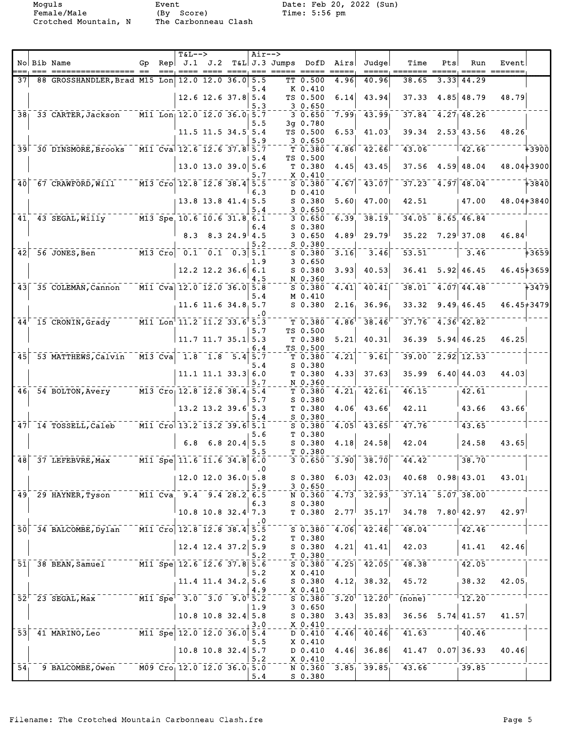Moguls Event Date: Feb 20, 2022 (Sun)
Female/Male (By Score) Time: 5:56 pm
Crotched Mountain, N The Carbonneau Clash

| No | Bib | Name | Gp | Rep | T&L J.1 | J.2 | T&L | Air J.3 | Jumps | DofD | Airs | Judge | Time | Pts | Run | Event | |
|---|---|---|---|---|---|---|---|---|---|---|---|---|---|---|---|---|---|
| 37 | 88 | GROSSHANDLER, Brad | M15 | Lon | 12.0 | 12.0 | 36.0 | 5.5 | TT | 0.500 | 4.96 | 40.96 | 38.65 | 3.33 | 44.29 | | |
| | | | | | | | | 5.4 | K | 0.410 | | | | | | | |
| | | | | | 12.6 | 12.6 | 37.8 | 5.4 | TS | 0.500 | 6.14 | 43.94 | 37.33 | 4.85 | 48.79 | 48.79 | |
| | | | | | | | | 5.3 | 3 | 0.650 | | | | | | | |
| 38 | 33 | CARTER, Jackson | M11 | Lon | 12.0 | 12.0 | 36.0 | 5.7 | 3 | 0.650 | 7.99 | 43.99 | 37.84 | 4.27 | 48.26 | | |
| | | | | | | | | 5.5 | 3g | 0.780 | | | | | | | |
| | | | | | 11.5 | 11.5 | 34.5 | 5.4 | TS | 0.500 | 6.53 | 41.03 | 39.34 | 2.53 | 43.56 | 48.26 | |
| | | | | | | | | 5.9 | 3 | 0.650 | | | | | | | |
| 39 | 30 | DINSMORE, Brooks | M11 | Cva | 12.6 | 12.6 | 37.8 | 5.7 | T | 0.380 | 4.86 | 42.66 | 43.06 | | 42.66 | | +3900 |
| | | | | | | | | 5.4 | TS | 0.500 | | | | | | | |
| | | | | | 13.0 | 13.0 | 39.0 | 5.6 | T | 0.380 | 4.45 | 43.45 | 37.56 | 4.59 | 48.04 | 48.04 | +3900 |
| | | | | | | | | 5.7 | X | 0.410 | | | | | | | |
| 40 | 67 | CRAWFORD, Will | M13 | Cro | 12.8 | 12.8 | 38.4 | 5.5 | S | 0.380 | 4.67 | 43.07 | 37.23 | 4.97 | 48.04 | | +3840 |
| | | | | | | | | 6.3 | D | 0.410 | | | | | | | |
| | | | | | 13.8 | 13.8 | 41.4 | 5.5 | S | 0.380 | 5.60 | 47.00 | 42.51 | | 47.00 | 48.04 | +3840 |
| | | | | | | | | 5.4 | 3 | 0.650 | | | | | | | |
| 41 | 43 | SEGAL, Willy | M13 | Spe | 10.6 | 10.6 | 31.8 | 6.1 | 3 | 0.650 | 6.39 | 38.19 | 34.05 | 8.65 | 46.84 | | |
| | | | | | | | | 6.4 | S | 0.380 | | | | | | | |
| | | | | | 8.3 | 8.3 | 24.9 | 4.5 | 3 | 0.650 | 4.89 | 29.79 | 35.22 | 7.29 | 37.08 | 46.84 | |
| | | | | | | | | 5.2 | S | 0.380 | | | | | | | |
| 42 | 56 | JONES, Ben | M13 | Cro | 0.1 | 0.1 | 0.3 | 5.1 | S | 0.380 | 3.16 | 3.46 | 53.51 | | 3.46 | | +3659 |
| | | | | | | | | 1.9 | 3 | 0.650 | | | | | | | |
| | | | | | 12.2 | 12.2 | 36.6 | 6.1 | S | 0.380 | 3.93 | 40.53 | 36.41 | 5.92 | 46.45 | 46.45 | +3659 |
| | | | | | | | | 4.5 | N | 0.360 | | | | | | | |
| 43 | 35 | COLEMAN, Cannon | M11 | Cva | 12.0 | 12.0 | 36.0 | 5.8 | S | 0.380 | 4.41 | 40.41 | 38.01 | 4.07 | 44.48 | | +3479 |
| | | | | | | | | 5.4 | M | 0.410 | | | | | | | |
| | | | | | 11.6 | 11.6 | 34.8 | 5.7 | S | 0.380 | 2.16 | 36.96 | 33.32 | 9.49 | 46.45 | 46.45 | +3479 |
| | | | | | | | | .0 | | | | | | | | | |
| 44 | 15 | CRONIN, Grady | M11 | Lon | 11.2 | 11.2 | 33.6 | 5.3 | T | 0.380 | 4.86 | 38.46 | 37.76 | 4.36 | 42.82 | | |
| | | | | | | | | 5.7 | TS | 0.500 | | | | | | | |
| | | | | | 11.7 | 11.7 | 35.1 | 5.3 | T | 0.380 | 5.21 | 40.31 | 36.39 | 5.94 | 46.25 | 46.25 | |
| | | | | | | | | 6.4 | TS | 0.500 | | | | | | | |
| 45 | 53 | MATTHEWS, Calvin | M13 | Cva | 1.8 | 1.8 | 5.4 | 5.7 | T | 0.380 | 4.21 | 9.61 | 39.00 | 2.92 | 12.53 | | |
| | | | | | | | | 5.4 | S | 0.380 | | | | | | | |
| | | | | | 11.1 | 11.1 | 33.3 | 6.0 | T | 0.380 | 4.33 | 37.63 | 35.99 | 6.40 | 44.03 | 44.03 | |
| | | | | | | | | 5.7 | N | 0.360 | | | | | | | |
| 46 | 54 | BOLTON, Avery | M13 | Cro | 12.8 | 12.8 | 38.4 | 5.4 | T | 0.380 | 4.21 | 42.61 | 46.15 | | 42.61 | | |
| | | | | | | | | 5.7 | S | 0.380 | | | | | | | |
| | | | | | 13.2 | 13.2 | 39.6 | 5.3 | T | 0.380 | 4.06 | 43.66 | 42.11 | | 43.66 | 43.66 | |
| | | | | | | | | 5.4 | S | 0.380 | | | | | | | |
| 47 | 14 | TOSSELL, Caleb | M11 | Cro | 13.2 | 13.2 | 39.6 | 5.1 | S | 0.380 | 4.05 | 43.65 | 47.76 | | 43.65 | | |
| | | | | | | | | 5.6 | T | 0.380 | | | | | | | |
| | | | | | 6.8 | 6.8 | 20.4 | 5.5 | S | 0.380 | 4.18 | 24.58 | 42.04 | | 24.58 | 43.65 | |
| | | | | | | | | 5.5 | T | 0.380 | | | | | | | |
| 48 | 37 | LEFEBVRE, Max | M11 | Spe | 11.6 | 11.6 | 34.8 | 6.0 | 3 | 0.650 | 3.90 | 38.70 | 44.42 | | 38.70 | | |
| | | | | | | | | .0 | | | | | | | | | |
| | | | | | 12.0 | 12.0 | 36.0 | 5.8 | S | 0.380 | 6.03 | 42.03 | 40.68 | 0.98 | 43.01 | 43.01 | |
| | | | | | | | | 5.9 | 3 | 0.650 | | | | | | | |
| 49 | 29 | HAYNER, Tyson | M11 | Cva | 9.4 | 9.4 | 28.2 | 6.5 | N | 0.360 | 4.73 | 32.93 | 37.14 | 5.07 | 38.00 | | |
| | | | | | | | | 6.3 | S | 0.380 | | | | | | | |
| | | | | | 10.8 | 10.8 | 32.4 | 7.3 | T | 0.380 | 2.77 | 35.17 | 34.78 | 7.80 | 42.97 | 42.97 | |
| | | | | | | | | .0 | | | | | | | | | |
| 50 | 34 | BALCOMBE, Dylan | M11 | Cro | 12.8 | 12.8 | 38.4 | 5.5 | S | 0.380 | 4.06 | 42.46 | 48.04 | | 42.46 | | |
| | | | | | | | | 5.2 | T | 0.380 | | | | | | | |
| | | | | | 12.4 | 12.4 | 37.2 | 5.9 | S | 0.380 | 4.21 | 41.41 | 42.03 | | 41.41 | 42.46 | |
| | | | | | | | | 5.2 | T | 0.380 | | | | | | | |
| 51 | 38 | BEAN, Samuel | M11 | Spe | 12.6 | 12.6 | 37.8 | 5.6 | S | 0.380 | 4.25 | 42.05 | 48.38 | | 42.05 | | |
| | | | | | | | | 5.2 | X | 0.410 | | | | | | | |
| | | | | | 11.4 | 11.4 | 34.2 | 5.6 | S | 0.380 | 4.12 | 38.32 | 45.72 | | 38.32 | 42.05 | |
| | | | | | | | | 4.9 | X | 0.410 | | | | | | | |
| 52 | 23 | SEGAL, Max | M11 | Spe | 3.0 | 3.0 | 9.0 | 5.2 | S | 0.380 | 3.20 | 12.20 | (none) | | 12.20 | | |
| | | | | | | | | 1.9 | 3 | 0.650 | | | | | | | |
| | | | | | 10.8 | 10.8 | 32.4 | 5.8 | S | 0.380 | 3.43 | 35.83 | 36.56 | 5.74 | 41.57 | 41.57 | |
| | | | | | | | | 3.0 | X | 0.410 | | | | | | | |
| 53 | 41 | MARINO, Leo | M11 | Spe | 12.0 | 12.0 | 36.0 | 5.4 | D | 0.410 | 4.46 | 40.46 | 41.63 | | 40.46 | | |
| | | | | | | | | 5.5 | X | 0.410 | | | | | | | |
| | | | | | 10.8 | 10.8 | 32.4 | 5.7 | D | 0.410 | 4.46 | 36.86 | 41.47 | 0.07 | 36.93 | 40.46 | |
| | | | | | | | | 5.2 | X | 0.410 | | | | | | | |
| 54 | 9 | BALCOMBE, Owen | M09 | Cro | 12.0 | 12.0 | 36.0 | 5.0 | N | 0.360 | 3.85 | 39.85 | 43.66 | | 39.85 | | |
| | | | | | | | | 5.4 | S | 0.380 | | | | | | | |

Filename: The Crotched Mountain Carbonneau Clash.fre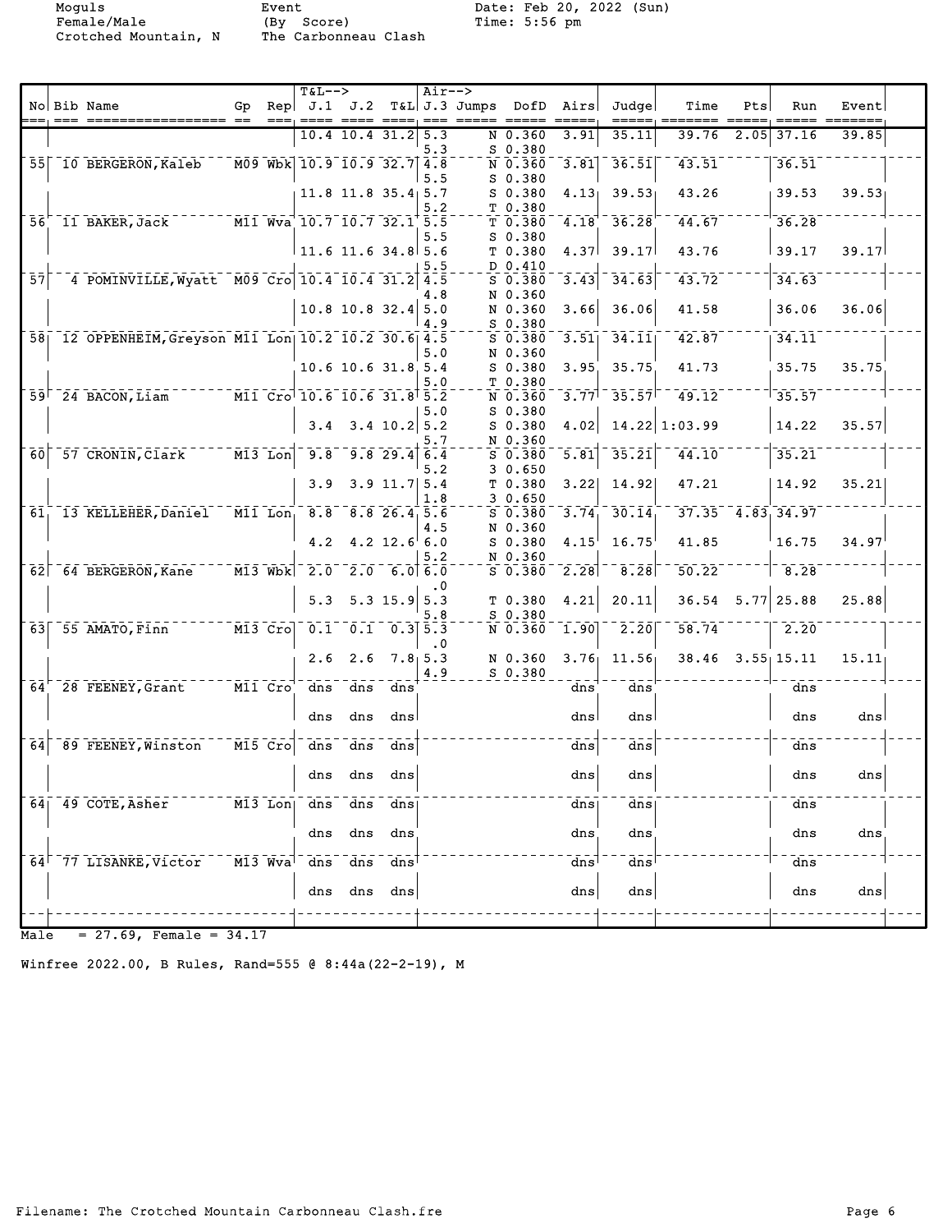Moguls Event Date: Feb 20, 2022 (Sun)
Female/Male (By Score) Time: 5:56 pm
Crotched Mountain, N The Carbonneau Clash

| No | Bib | Name | Gp | Rep | J.1 | J.2 | T&L | J.3 | Jumps | DofD | Airs | Judge | Time | Pts | Run | Event |
|---|---|---|---|---|---|---|---|---|---|---|---|---|---|---|---|---|
| | | | | | 10.4 | 10.4 | 31.2 | 5.3 | N | 0.360 | 3.91 | 35.11 | 39.76 | 2.05 | 37.16 | 39.85 |
| | | | | | | | | 5.3 | S | 0.380 | | | | | | |
| 55 | 10 | BERGERON,Kaleb | M09 | Wbk | 10.9 | 10.9 | 32.7 | 4.8 | N | 0.360 | 3.81 | 36.51 | 43.51 | | 36.51 | |
| | | | | | | | | 5.5 | S | 0.380 | | | | | | |
| | | | | | 11.8 | 11.8 | 35.4 | 5.7 | S | 0.380 | 4.13 | 39.53 | 43.26 | | 39.53 | 39.53 |
| | | | | | | | | 5.2 | T | 0.380 | | | | | | |
| 56 | 11 | BAKER,Jack | M11 | Wva | 10.7 | 10.7 | 32.1 | 5.5 | T | 0.380 | 4.18 | 36.28 | 44.67 | | 36.28 | |
| | | | | | | | | 5.5 | S | 0.380 | | | | | | |
| | | | | | 11.6 | 11.6 | 34.8 | 5.6 | T | 0.380 | 4.37 | 39.17 | 43.76 | | 39.17 | 39.17 |
| | | | | | | | | 5.5 | D | 0.410 | | | | | | |
| 57 | 4 | POMINVILLE,Wyatt | M09 | Cro | 10.4 | 10.4 | 31.2 | 4.5 | S | 0.380 | 3.43 | 34.63 | 43.72 | | 34.63 | |
| | | | | | | | | 4.8 | N | 0.360 | | | | | | |
| | | | | | 10.8 | 10.8 | 32.4 | 5.0 | N | 0.360 | 3.66 | 36.06 | 41.58 | | 36.06 | 36.06 |
| | | | | | | | | 4.9 | S | 0.380 | | | | | | |
| 58 | 12 | OPPENHEIM,Greyson | M11 | Lon | 10.2 | 10.2 | 30.6 | 4.5 | S | 0.380 | 3.51 | 34.11 | 42.87 | | 34.11 | |
| | | | | | | | | 5.0 | N | 0.360 | | | | | | |
| | | | | | 10.6 | 10.6 | 31.8 | 5.4 | S | 0.380 | 3.95 | 35.75 | 41.73 | | 35.75 | 35.75 |
| | | | | | | | | 5.0 | T | 0.380 | | | | | | |
| 59 | 24 | BACON,Liam | M11 | Cro | 10.6 | 10.6 | 31.8 | 5.2 | N | 0.360 | 3.77 | 35.57 | 49.12 | | 35.57 | |
| | | | | | | | | 5.0 | S | 0.380 | | | | | | |
| | | | | | 3.4 | 3.4 | 10.2 | 5.2 | S | 0.380 | 4.02 | 14.22 | 1:03.99 | | 14.22 | 35.57 |
| | | | | | | | | 5.7 | N | 0.360 | | | | | | |
| 60 | 57 | CRONIN,Clark | M13 | Lon | 9.8 | 9.8 | 29.4 | 6.4 | S | 0.380 | 5.81 | 35.21 | 44.10 | | 35.21 | |
| | | | | | | | | 5.2 | 3 | 0.650 | | | | | | |
| | | | | | 3.9 | 3.9 | 11.7 | 5.4 | T | 0.380 | 3.22 | 14.92 | 47.21 | | 14.92 | 35.21 |
| | | | | | | | | 1.8 | 3 | 0.650 | | | | | | |
| 61 | 13 | KELLEHER,Daniel | M11 | Lon | 8.8 | 8.8 | 26.4 | 5.6 | S | 0.380 | 3.74 | 30.14 | 37.35 | 4.83 | 34.97 | |
| | | | | | | | | 4.5 | N | 0.360 | | | | | | |
| | | | | | 4.2 | 4.2 | 12.6 | 6.0 | S | 0.380 | 4.15 | 16.75 | 41.85 | | 16.75 | 34.97 |
| | | | | | | | | 5.2 | N | 0.360 | | | | | | |
| 62 | 64 | BERGERON,Kane | M13 | Wbk | 2.0 | 2.0 | 6.0 | 6.0 | S | 0.380 | 2.28 | 8.28 | 50.22 | | 8.28 | |
| | | | | | | | | .0 | | | | | | | | |
| | | | | | 5.3 | 5.3 | 15.9 | 5.3 | T | 0.380 | 4.21 | 20.11 | 36.54 | 5.77 | 25.88 | 25.88 |
| | | | | | | | | 5.8 | S | 0.380 | | | | | | |
| 63 | 55 | AMATO,Finn | M13 | Cro | 0.1 | 0.1 | 0.3 | 5.3 | N | 0.360 | 1.90 | 2.20 | 58.74 | | 2.20 | |
| | | | | | | | | .0 | | | | | | | | |
| | | | | | 2.6 | 2.6 | 7.8 | 5.3 | N | 0.360 | 3.76 | 11.56 | 38.46 | 3.55 | 15.11 | 15.11 |
| | | | | | | | | 4.9 | S | 0.380 | | | | | | |
| 64 | 28 | FEENEY,Grant | M11 | Cro | dns | dns | dns | | | | dns | dns | | | dns | |
| | | | | | dns | dns | dns | | | | dns | dns | | | dns | dns |
| 64 | 89 | FEENEY,Winston | M15 | Cro | dns | dns | dns | | | | dns | dns | | | dns | |
| | | | | | dns | dns | dns | | | | dns | dns | | | dns | dns |
| 64 | 49 | COTE,Asher | M13 | Lon | dns | dns | dns | | | | dns | dns | | | dns | |
| | | | | | dns | dns | dns | | | | dns | dns | | | dns | dns |
| 64 | 77 | LISANKE,Victor | M13 | Wva | dns | dns | dns | | | | dns | dns | | | dns | |
| | | | | | dns | dns | dns | | | | dns | dns | | | dns | dns |

Male = 27.69, Female = 34.17

Winfree 2022.00, B Rules, Rand=555 @ 8:44a(22-2-19), M

Filename: The Crotched Mountain Carbonneau Clash.fre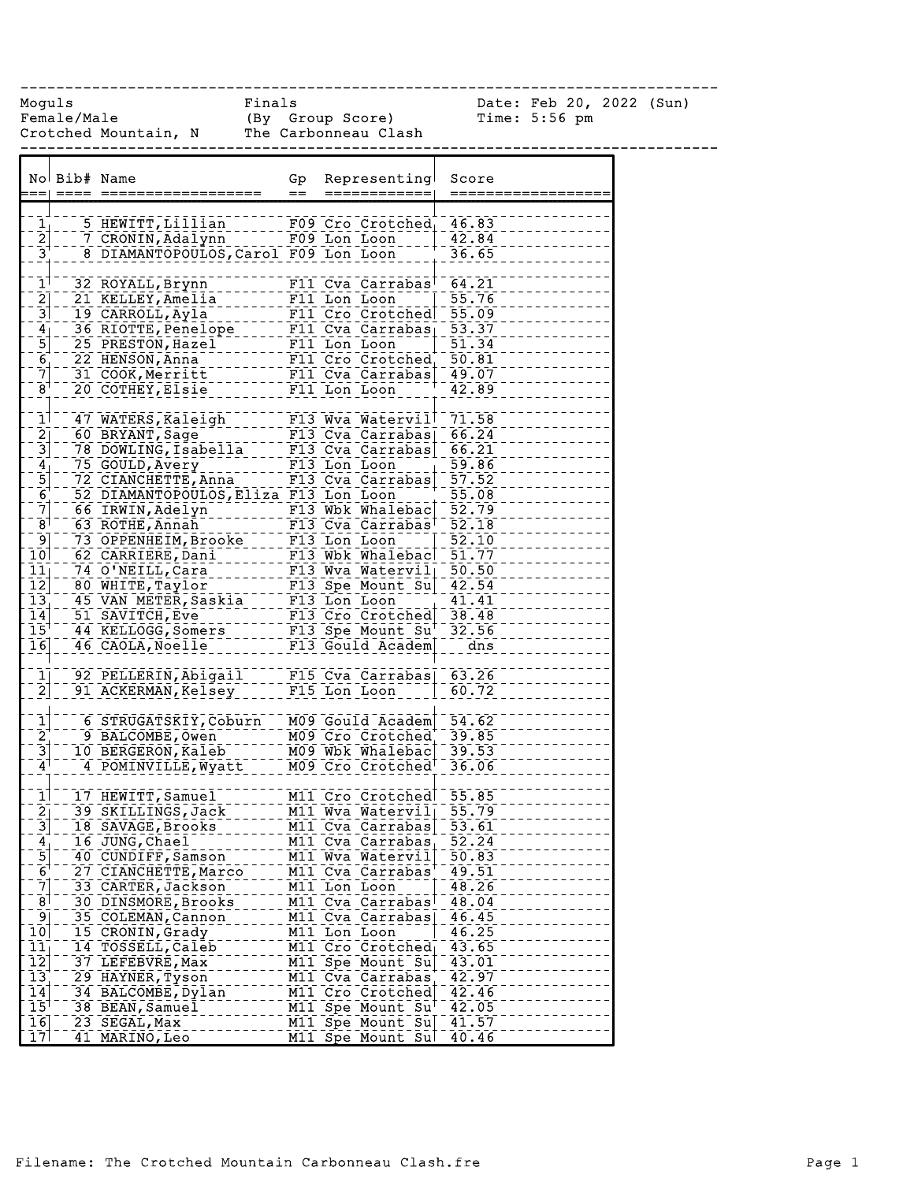Moguls Female/Male Crotched Mountain, N

Finals (By Group Score) The Carbonneau Clash

Date: Feb 20, 2022 (Sun) Time: 5:56 pm

| No | Bib# | Name | Gp | Representing | Score |
|---|---|---|---|---|---|
| 1 | 5 | HEWITT,Lillian | F09 | Cro Crotched | 46.83 |
| 2 | 7 | CRONIN,Adalynn | F09 | Lon Loon | 42.84 |
| 3 | 8 | DIAMANTOPOULOS,Carol | F09 | Lon Loon | 36.65 |
| | | | | | |
| 1 | 32 | ROYALL,Brynn | F11 | Cva Carrabas | 64.21 |
| 2 | 21 | KELLEY,Amelia | F11 | Lon Loon | 55.76 |
| 3 | 19 | CARROLL,Ayla | F11 | Cro Crotched | 55.09 |
| 4 | 36 | RIOTTE,Penelope | F11 | Cva Carrabas | 53.37 |
| 5 | 25 | PRESTON,Hazel | F11 | Lon Loon | 51.34 |
| 6 | 22 | HENSON,Anna | F11 | Cro Crotched | 50.81 |
| 7 | 31 | COOK,Merritt | F11 | Cva Carrabas | 49.07 |
| 8 | 20 | COTHEY,Elsie | F11 | Lon Loon | 42.89 |
| | | | | | |
| 1 | 47 | WATERS,Kaleigh | F13 | Wva Watervil | 71.58 |
| 2 | 60 | BRYANT,Sage | F13 | Cva Carrabas | 66.24 |
| 3 | 78 | DOWLING,Isabella | F13 | Cva Carrabas | 66.21 |
| 4 | 75 | GOULD,Avery | F13 | Lon Loon | 59.86 |
| 5 | 72 | CIANCHETTE,Anna | F13 | Cva Carrabas | 57.52 |
| 6 | 52 | DIAMANTOPOULOS,Eliza | F13 | Lon Loon | 55.08 |
| 7 | 66 | IRWIN,Adelyn | F13 | Wbk Whalebac | 52.79 |
| 8 | 63 | ROTHE,Annah | F13 | Cva Carrabas | 52.18 |
| 9 | 73 | OPPENHEIM,Brooke | F13 | Lon Loon | 52.10 |
| 10 | 62 | CARRIERE,Dani | F13 | Wbk Whalebac | 51.77 |
| 11 | 74 | O'NEILL,Cara | F13 | Wva Watervil | 50.50 |
| 12 | 80 | WHITE,Taylor | F13 | Spe Mount Su | 42.54 |
| 13 | 45 | VAN METER,Saskia | F13 | Lon Loon | 41.41 |
| 14 | 51 | SAVITCH,Eve | F13 | Cro Crotched | 38.48 |
| 15 | 44 | KELLOGG,Somers | F13 | Spe Mount Su | 32.56 |
| 16 | 46 | CAOLA,Noelle | F13 | Gould Academ | dns |
| | | | | | |
| 1 | 92 | PELLERIN,Abigail | F15 | Cva Carrabas | 63.26 |
| 2 | 91 | ACKERMAN,Kelsey | F15 | Lon Loon | 60.72 |
| | | | | | |
| 1 | 6 | STRUGATSKIY,Coburn | M09 | Gould Academ | 54.62 |
| 2 | 9 | BALCOMBE,Owen | M09 | Cro Crotched | 39.85 |
| 3 | 10 | BERGERON,Kaleb | M09 | Wbk Whalebac | 39.53 |
| 4 | 4 | POMINVILLE,Wyatt | M09 | Cro Crotched | 36.06 |
| | | | | | |
| 1 | 17 | HEWITT,Samuel | M11 | Cro Crotched | 55.85 |
| 2 | 39 | SKILLINGS,Jack | M11 | Wva Watervil | 55.79 |
| 3 | 18 | SAVAGE,Brooks | M11 | Cva Carrabas | 53.61 |
| 4 | 16 | JUNG,Chael | M11 | Cva Carrabas | 52.24 |
| 5 | 40 | CUNDIFF,Samson | M11 | Wva Watervil | 50.83 |
| 6 | 27 | CIANCHETTE,Marco | M11 | Cva Carrabas | 49.51 |
| 7 | 33 | CARTER,Jackson | M11 | Lon Loon | 48.26 |
| 8 | 30 | DINSMORE,Brooks | M11 | Cva Carrabas | 48.04 |
| 9 | 35 | COLEMAN,Cannon | M11 | Cva Carrabas | 46.45 |
| 10 | 15 | CRONIN,Grady | M11 | Lon Loon | 46.25 |
| 11 | 14 | TOSSELL,Caleb | M11 | Cro Crotched | 43.65 |
| 12 | 37 | LEFEBVRE,Max | M11 | Spe Mount Su | 43.01 |
| 13 | 29 | HAYNER,Tyson | M11 | Cva Carrabas | 42.97 |
| 14 | 34 | BALCOMBE,Dylan | M11 | Cro Crotched | 42.46 |
| 15 | 38 | BEAN,Samuel | M11 | Spe Mount Su | 42.05 |
| 16 | 23 | SEGAL,Max | M11 | Spe Mount Su | 41.57 |
| 17 | 41 | MARINO,Leo | M11 | Spe Mount Su | 40.46 |

Filename: The Crotched Mountain Carbonneau Clash.fre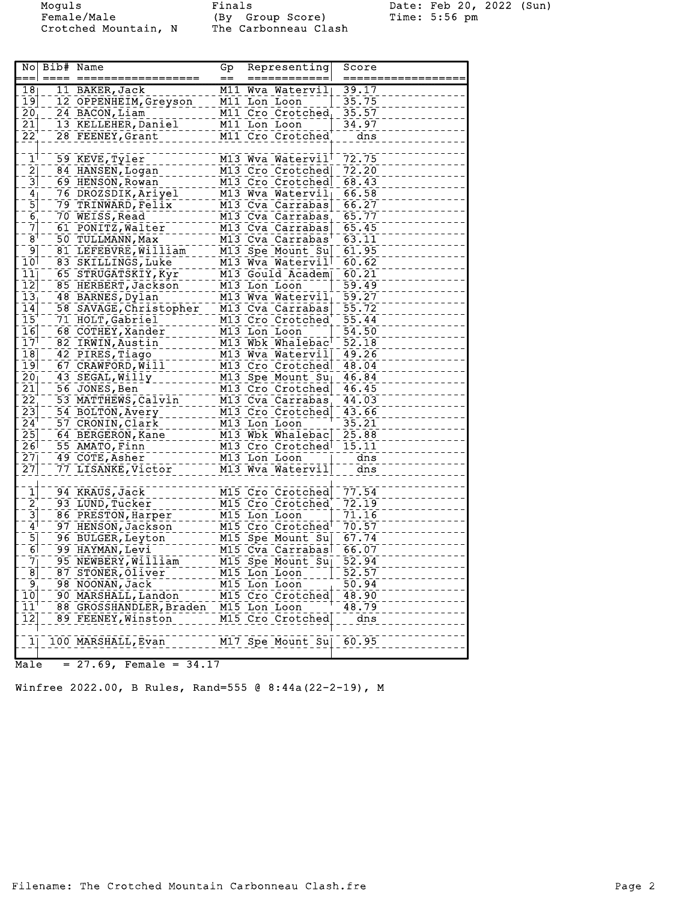Moguls
Female/Male
Crotched Mountain, N

Finals
(By Group Score)
The Carbonneau Clash

Date: Feb 20, 2022 (Sun)
Time: 5:56 pm

| No | Bib# | Name | Gp | Representing | Score |
|---|---|---|---|---|---|
| 18 | 11 | BAKER,Jack | M11 | Wva Watervil | 39.17 |
| 19 | 12 | OPPENHEIM,Greyson | M11 | Lon Loon | 35.75 |
| 20 | 24 | BACON,Liam | M11 | Cro Crotched | 35.57 |
| 21 | 13 | KELLEHER,Daniel | M11 | Lon Loon | 34.97 |
| 22 | 28 | FEENEY,Grant | M11 | Cro Crotched | dns |
| | | | | | |
| 1 | 59 | KEVE,Tyler | M13 | Wva Watervil | 72.75 |
| 2 | 84 | HANSEN,Logan | M13 | Cro Crotched | 72.20 |
| 3 | 69 | HENSON,Rowan | M13 | Cro Crotched | 68.43 |
| 4 | 76 | DROZSDIK,Ariyel | M13 | Wva Watervil | 66.58 |
| 5 | 79 | TRINWARD,Felix | M13 | Cva Carrabas | 66.27 |
| 6 | 70 | WEISS,Read | M13 | Cva Carrabas | 65.77 |
| 7 | 61 | PONITZ,Walter | M13 | Cva Carrabas | 65.45 |
| 8 | 50 | TULLMANN,Max | M13 | Cva Carrabas | 63.11 |
| 9 | 81 | LEFEBVRE,William | M13 | Spe Mount Su | 61.95 |
| 10 | 83 | SKILLINGS,Luke | M13 | Wva Watervil | 60.62 |
| 11 | 65 | STRUGATSKIY,Kyr | M13 | Gould Academ | 60.21 |
| 12 | 85 | HERBERT,Jackson | M13 | Lon Loon | 59.49 |
| 13 | 48 | BARNES,Dylan | M13 | Wva Watervil | 59.27 |
| 14 | 58 | SAVAGE,Christopher | M13 | Cva Carrabas | 55.72 |
| 15 | 71 | HOLT,Gabriel | M13 | Cro Crotched | 55.44 |
| 16 | 68 | COTHEY,Xander | M13 | Lon Loon | 54.50 |
| 17 | 82 | IRWIN,Austin | M13 | Wbk Whalebac | 52.18 |
| 18 | 42 | PIRES,Tiago | M13 | Wva Watervil | 49.26 |
| 19 | 67 | CRAWFORD,Will | M13 | Cro Crotched | 48.04 |
| 20 | 43 | SEGAL,Willy | M13 | Spe Mount Su | 46.84 |
| 21 | 56 | JONES,Ben | M13 | Cro Crotched | 46.45 |
| 22 | 53 | MATTHEWS,Calvin | M13 | Cva Carrabas | 44.03 |
| 23 | 54 | BOLTON,Avery | M13 | Cro Crotched | 43.66 |
| 24 | 57 | CRONIN,Clark | M13 | Lon Loon | 35.21 |
| 25 | 64 | BERGERON,Kane | M13 | Wbk Whalebac | 25.88 |
| 26 | 55 | AMATO,Finn | M13 | Cro Crotched | 15.11 |
| 27 | 49 | COTE,Asher | M13 | Lon Loon | dns |
| 27 | 77 | LISANKE,Victor | M13 | Wva Watervil | dns |
| | | | | | |
| 1 | 94 | KRAUS,Jack | M15 | Cro Crotched | 77.54 |
| 2 | 93 | LUND,Tucker | M15 | Cro Crotched | 72.19 |
| 3 | 86 | PRESTON,Harper | M15 | Lon Loon | 71.16 |
| 4 | 97 | HENSON,Jackson | M15 | Cro Crotched | 70.57 |
| 5 | 96 | BULGER,Leyton | M15 | Spe Mount Su | 67.74 |
| 6 | 99 | HAYMAN,Levi | M15 | Cva Carrabas | 66.07 |
| 7 | 95 | NEWBERY,William | M15 | Spe Mount Su | 52.94 |
| 8 | 87 | STONER,Oliver | M15 | Lon Loon | 52.57 |
| 9 | 98 | NOONAN,Jack | M15 | Lon Loon | 50.94 |
| 10 | 90 | MARSHALL,Landon | M15 | Cro Crotched | 48.90 |
| 11 | 88 | GROSSHANDLER,Braden | M15 | Lon Loon | 48.79 |
| 12 | 89 | FEENEY,Winston | M15 | Cro Crotched | dns |
| | | | | | |
| 1 | 100 | MARSHALL,Evan | M17 | Spe Mount Su | 60.95 |

Male = 27.69, Female = 34.17

Winfree 2022.00, B Rules, Rand=555 @ 8:44a(22-2-19), M

Filename: The Crotched Mountain Carbonneau Clash.fre